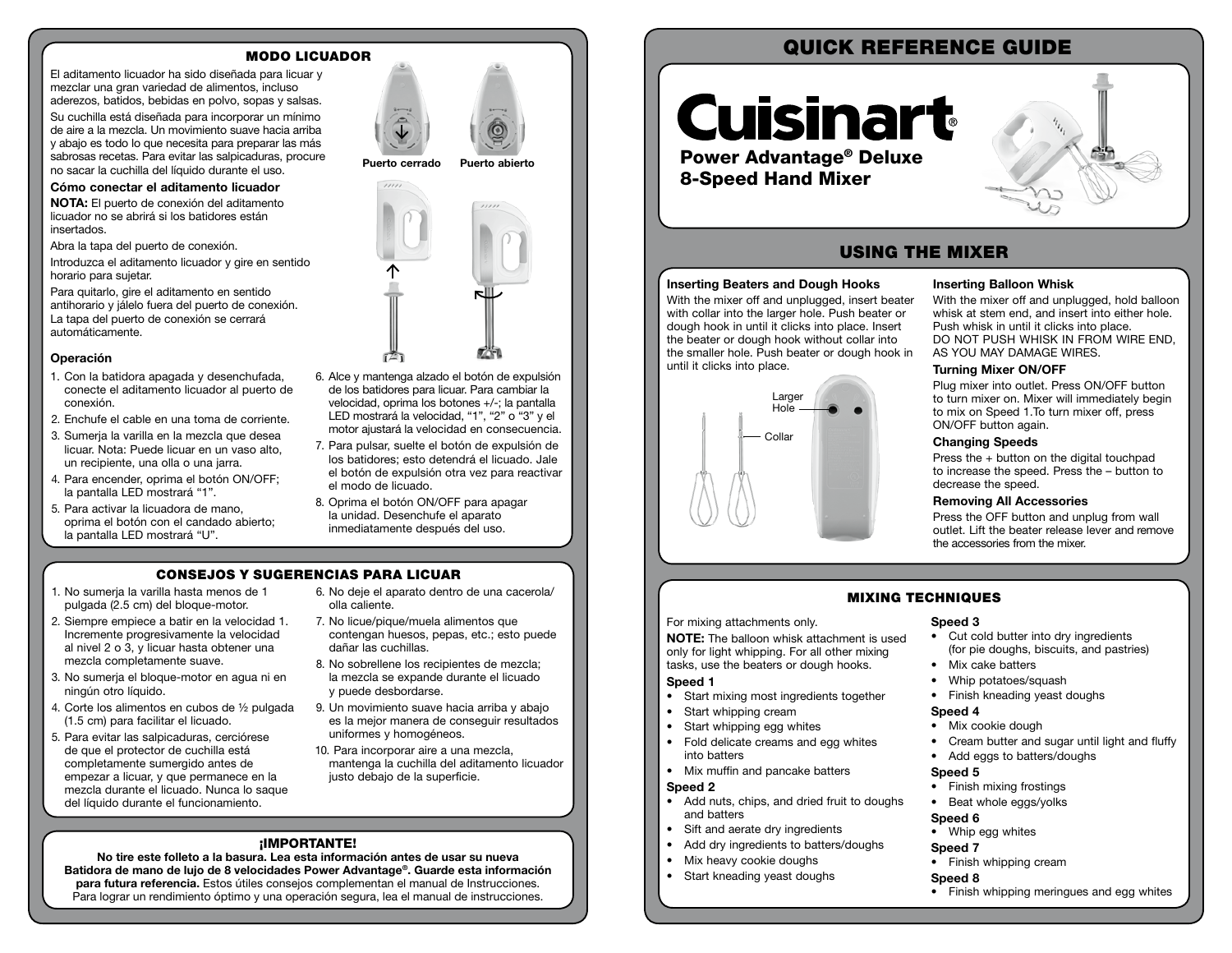## MODO LICUADOR

El aditamento licuador ha sido diseñada para licuar y mezclar una gran variedad de alimentos, incluso aderezos, batidos, bebidas en polvo, sopas y salsas.

Su cuchilla está diseñada para incorporar un mínimo de aire a la mezcla. Un movimiento suave hacia arriba y abajo es todo lo que necesita para preparar las más sabrosas recetas. Para evitar las salpicaduras, procure no sacar la cuchilla del líquido durante el uso.

Puerto cerrado    Puerto abierto

**Cómo conectar el aditamento licuador**

**NOTA:** El puerto de conexión del aditamento licuador no se abrirá si los batidores están insertados.

Abra la tapa del puerto de conexión.

Introduzca el aditamento licuador y gire en sentido horario para sujetar.

Para quitarlo, gire el aditamento en sentido antihorario y jálelo fuera del puerto de conexión. La tapa del puerto de conexión se cerrará automáticamente.

**Operación**

1. Con la batidora apagada y desenchufada, conecte el aditamento licuador al puerto de conexión.
2. Enchufe el cable en una toma de corriente.
3. Sumerja la varilla en la mezcla que desea licuar. Nota: Puede licuar en un vaso alto, un recipiente, una olla o una jarra.
4. Para encender, oprima el botón ON/OFF; la pantalla LED mostrará "1".
5. Para activar la licuadora de mano, oprima el botón con el candado abierto; la pantalla LED mostrará "U".
6. Alce y mantenga alzado el botón de expulsión de los batidores para licuar. Para cambiar la velocidad, oprima los botones +/-; la pantalla LED mostrará la velocidad, "1", "2" o "3" y el motor ajustará la velocidad en consecuencia.
7. Para pulsar, suelte el botón de expulsión de los batidores; esto detendrá el licuado. Jale el botón de expulsión otra vez para reactivar el modo de licuado.
8. Oprima el botón ON/OFF para apagar la unidad. Desenchufe el aparato inmediatamente después del uso.

## CONSEJOS Y SUGERENCIAS PARA LICUAR

1. No sumerja la varilla hasta menos de 1 pulgada (2.5 cm) del bloque-motor.
2. Siempre empiece a batir en la velocidad 1. Incremente progresivamente la velocidad al nivel 2 o 3, y licuar hasta obtener una mezcla completamente suave.
3. No sumerja el bloque-motor en agua ni en ningún otro líquido.
4. Corte los alimentos en cubos de ½ pulgada (1.5 cm) para facilitar el licuado.
5. Para evitar las salpicaduras, cerciórese de que el protector de cuchilla está completamente sumergido antes de empezar a licuar, y que permanece en la mezcla durante el licuado. Nunca lo saque del líquido durante el funcionamiento.
6. No deje el aparato dentro de una cacerola/olla caliente.
7. No licue/pique/muela alimentos que contengan huesos, pepas, etc.; esto puede dañar las cuchillas.
8. No sobrellene los recipientes de mezcla; la mezcla se expande durante el licuado y puede desbordarse.
9. Un movimiento suave hacia arriba y abajo es la mejor manera de conseguir resultados uniformes y homogéneos.
10. Para incorporar aire a una mezcla, mantenga la cuchilla del aditamento licuador justo debajo de la superficie.

## ¡IMPORTANTE!

**No tire este folleto a la basura. Lea esta información antes de usar su nueva Batidora de mano de lujo de 8 velocidades Power Advantage®. Guarde esta información para futura referencia.** Estos útiles consejos complementan el manual de Instrucciones. Para lograr un rendimiento óptimo y una operación segura, lea el manual de instrucciones.

# QUICK REFERENCE GUIDE

**Cuisinart®**

**Power Advantage® Deluxe 8-Speed Hand Mixer**

## USING THE MIXER

**Inserting Beaters and Dough Hooks**

With the mixer off and unplugged, insert beater with collar into the larger hole. Push beater or dough hook in until it clicks into place. Insert the beater or dough hook without collar into the smaller hole. Push beater or dough hook in until it clicks into place.

Larger Hole

Collar

**Inserting Balloon Whisk**

With the mixer off and unplugged, hold balloon whisk at stem end, and insert into either hole. Push whisk in until it clicks into place. DO NOT PUSH WHISK IN FROM WIRE END, AS YOU MAY DAMAGE WIRES.

**Turning Mixer ON/OFF**

Plug mixer into outlet. Press ON/OFF button to turn mixer on. Mixer will immediately begin to mix on Speed 1.To turn mixer off, press ON/OFF button again.

**Changing Speeds**

Press the + button on the digital touchpad to increase the speed. Press the – button to decrease the speed.

**Removing All Accessories**

Press the OFF button and unplug from wall outlet. Lift the beater release lever and remove the accessories from the mixer.

## MIXING TECHNIQUES

For mixing attachments only.

**NOTE:** The balloon whisk attachment is used only for light whipping. For all other mixing tasks, use the beaters or dough hooks.

**Speed 1**
- Start mixing most ingredients together
- Start whipping cream
- Start whipping egg whites
- Fold delicate creams and egg whites into batters
- Mix muffin and pancake batters

**Speed 2**
- Add nuts, chips, and dried fruit to doughs and batters
- Sift and aerate dry ingredients
- Add dry ingredients to batters/doughs
- Mix heavy cookie doughs
- Start kneading yeast doughs

**Speed 3**
- Cut cold butter into dry ingredients (for pie doughs, biscuits, and pastries)
- Mix cake batters
- Whip potatoes/squash
- Finish kneading yeast doughs

**Speed 4**
- Mix cookie dough
- Cream butter and sugar until light and fluffy
- Add eggs to batters/doughs

**Speed 5**
- Finish mixing frostings
- Beat whole eggs/yolks

**Speed 6**
- Whip egg whites

**Speed 7**
- Finish whipping cream

**Speed 8**
- Finish whipping meringues and egg whites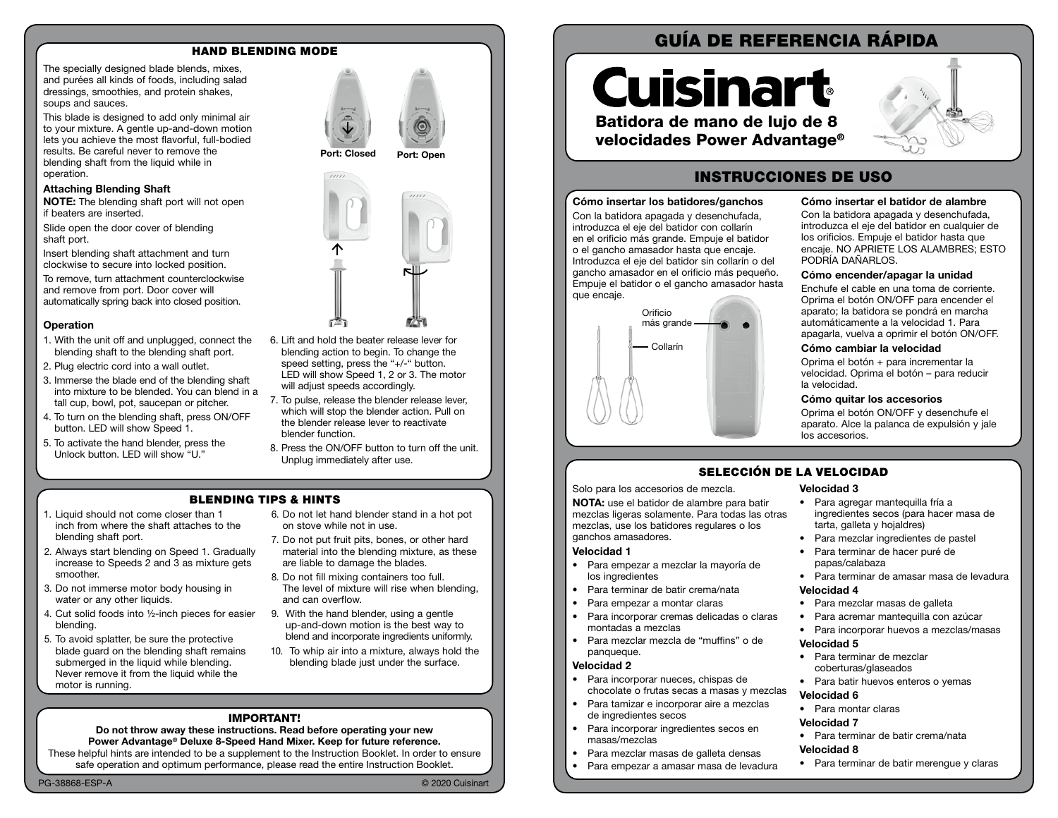## HAND BLENDING MODE

The specially designed blade blends, mixes, and purées all kinds of foods, including salad dressings, smoothies, and protein shakes, soups and sauces.

This blade is designed to add only minimal air to your mixture. A gentle up-and-down motion lets you achieve the most flavorful, full-bodied results. Be careful never to remove the blending shaft from the liquid while in operation.

Port: Closed

Port: Open

### Attaching Blending Shaft

**NOTE:** The blending shaft port will not open if beaters are inserted.

Slide open the door cover of blending shaft port.

Insert blending shaft attachment and turn clockwise to secure into locked position.

To remove, turn attachment counterclockwise and remove from port. Door cover will automatically spring back into closed position.

### Operation

1. With the unit off and unplugged, connect the blending shaft to the blending shaft port.
2. Plug electric cord into a wall outlet.
3. Immerse the blade end of the blending shaft into mixture to be blended. You can blend in a tall cup, bowl, pot, saucepan or pitcher.
4. To turn on the blending shaft, press ON/OFF button. LED will show Speed 1.
5. To activate the hand blender, press the Unlock button. LED will show "U."
6. Lift and hold the beater release lever for blending action to begin. To change the speed setting, press the "+/-" button. LED will show Speed 1, 2 or 3. The motor will adjust speeds accordingly.
7. To pulse, release the blender release lever, which will stop the blender action. Pull on the blender release lever to reactivate blender function.
8. Press the ON/OFF button to turn off the unit. Unplug immediately after use.

## BLENDING TIPS & HINTS

1. Liquid should not come closer than 1 inch from where the shaft attaches to the blending shaft port.
2. Always start blending on Speed 1. Gradually increase to Speeds 2 and 3 as mixture gets smoother.
3. Do not immerse motor body housing in water or any other liquids.
4. Cut solid foods into ½-inch pieces for easier blending.
5. To avoid splatter, be sure the protective blade guard on the blending shaft remains submerged in the liquid while blending. Never remove it from the liquid while the motor is running.
6. Do not let hand blender stand in a hot pot on stove while not in use.
7. Do not put fruit pits, bones, or other hard material into the blending mixture, as these are liable to damage the blades.
8. Do not fill mixing containers too full. The level of mixture will rise when blending, and can overflow.
9. With the hand blender, using a gentle up-and-down motion is the best way to blend and incorporate ingredients uniformly.
10. To whip air into a mixture, always hold the blending blade just under the surface.

## IMPORTANT!

**Do not throw away these instructions. Read before operating your new Power Advantage® Deluxe 8-Speed Hand Mixer. Keep for future reference.**

These helpful hints are intended to be a supplement to the Instruction Booklet. In order to ensure safe operation and optimum performance, please read the entire Instruction Booklet.

PG-38868-ESP-A

© 2020 Cuisinart

# GUÍA DE REFERENCIA RÁPIDA

Cuisinart®

**Batidora de mano de lujo de 8 velocidades Power Advantage®**

## INSTRUCCIONES DE USO

### Cómo insertar los batidores/ganchos

Con la batidora apagada y desenchufada, introduzca el eje del batidor con collarín en el orificio más grande. Empuje el batidor o el gancho amasador hasta que encaje. Introduzca el eje del batidor sin collarín o del gancho amasador en el orificio más pequeño. Empuje el batidor o el gancho amasador hasta que encaje.

Orificio más grande

Collarín

### Cómo insertar el batidor de alambre

Con la batidora apagada y desenchufada, introduzca el eje del batidor en cualquier de los orificios. Empuje el batidor hasta que encaje. NO APRIETE LOS ALAMBRES; ESTO PODRÍA DAÑARLOS.

### Cómo encender/apagar la unidad

Enchufe el cable en una toma de corriente. Oprima el botón ON/OFF para encender el aparato; la batidora se pondrá en marcha automáticamente a la velocidad 1. Para apagarla, vuelva a oprimir el botón ON/OFF.

### Cómo cambiar la velocidad

Oprima el botón + para incrementar la velocidad. Oprima el botón – para reducir la velocidad.

### Cómo quitar los accesorios

Oprima el botón ON/OFF y desenchufe el aparato. Alce la palanca de expulsión y jale los accesorios.

## SELECCIÓN DE LA VELOCIDAD

Solo para los accesorios de mezcla.

**NOTA:** use el batidor de alambre para batir mezclas ligeras solamente. Para todas las otras mezclas, use los batidores regulares o los ganchos amasadores.

### Velocidad 1

- Para empezar a mezclar la mayoría de los ingredientes
- Para terminar de batir crema/nata
- Para empezar a montar claras
- Para incorporar cremas delicadas o claras montadas a mezclas
- Para mezclar mezcla de "muffins" o de panqueque.

### Velocidad 2

- Para incorporar nueces, chispas de chocolate o frutas secas a masas y mezclas
- Para tamizar e incorporar aire a mezclas de ingredientes secos
- Para incorporar ingredientes secos en masas/mezclas
- Para mezclar masas de galleta densas
- Para empezar a amasar masa de levadura

### Velocidad 3

- Para agregar mantequilla fría a ingredientes secos (para hacer masa de tarta, galleta y hojaldres)
- Para mezclar ingredientes de pastel
- Para terminar de hacer puré de papas/calabaza
- Para terminar de amasar masa de levadura

### Velocidad 4

- Para mezclar masas de galleta
- Para acremar mantequilla con azúcar
- Para incorporar huevos a mezclas/masas

### Velocidad 5

- Para terminar de mezclar coberturas/glaseados
- Para batir huevos enteros o yemas

### Velocidad 6

- Para montar claras

### Velocidad 7

- Para terminar de batir crema/nata

### Velocidad 8

- Para terminar de batir merengue y claras